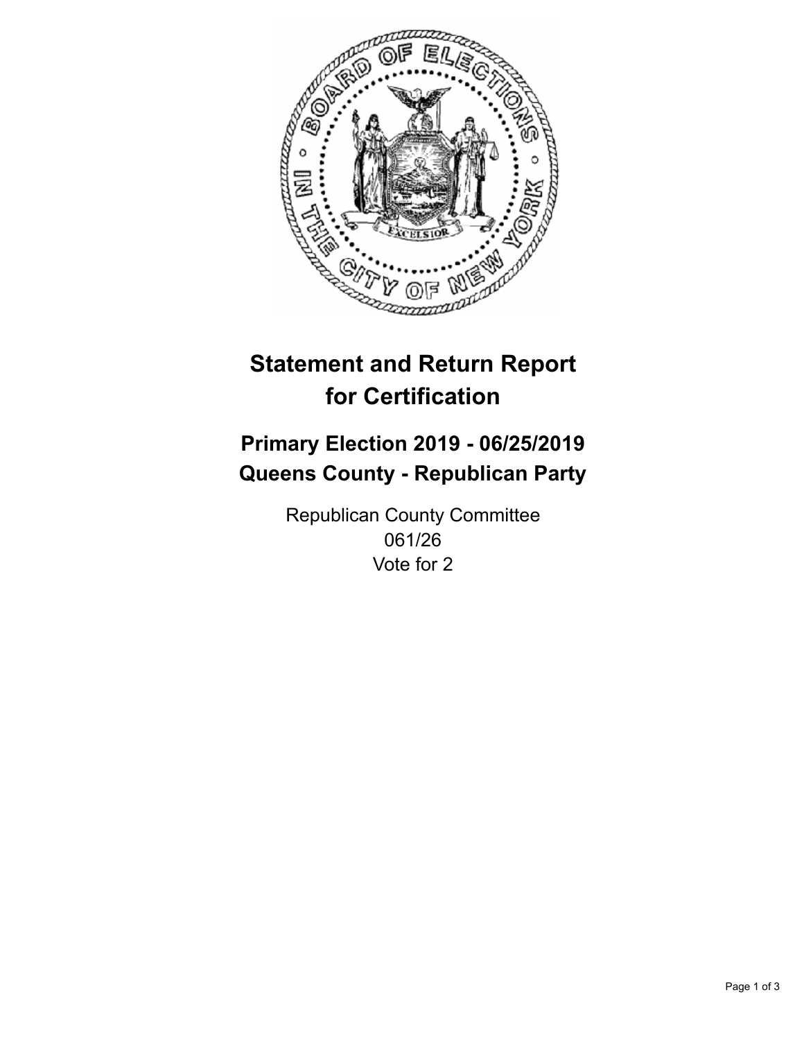# Statement and Return Report for Certification

## Primary Election 2019 - 06/25/2019
## Queens County - Republican Party

Republican County Committee
061/26
Vote for 2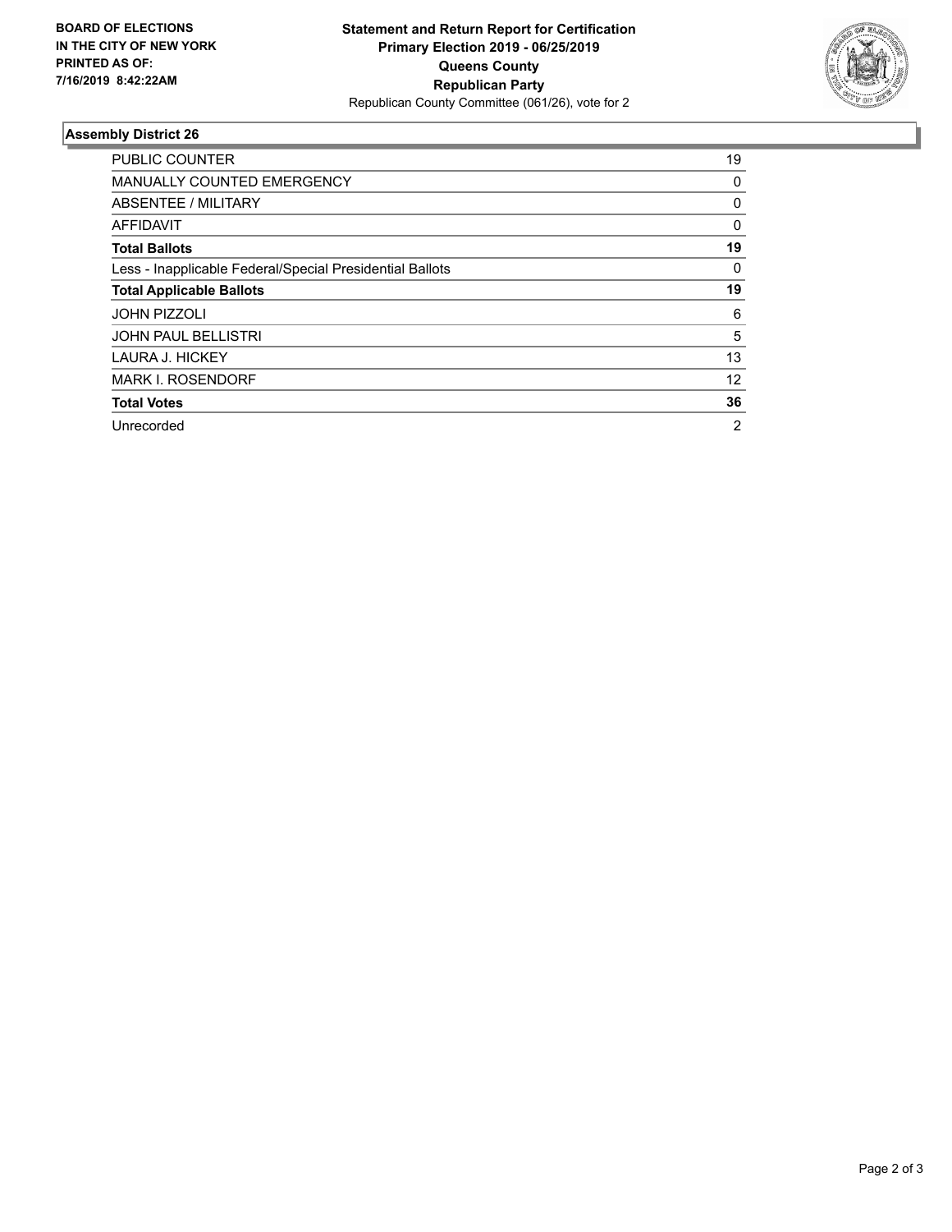**BOARD OF ELECTIONS IN THE CITY OF NEW YORK PRINTED AS OF: 7/16/2019 8:42:22AM**

**Statement and Return Report for Certification Primary Election 2019 - 06/25/2019 Queens County Republican Party**

Republican County Committee (061/26), vote for 2

### Assembly District 26

| | |
|---|---|
| PUBLIC COUNTER | 19 |
| MANUALLY COUNTED EMERGENCY | 0 |
| ABSENTEE / MILITARY | 0 |
| AFFIDAVIT | 0 |
| **Total Ballots** | **19** |
| Less - Inapplicable Federal/Special Presidential Ballots | 0 |
| **Total Applicable Ballots** | **19** |
| JOHN PIZZOLI | 6 |
| JOHN PAUL BELLISTRI | 5 |
| LAURA J. HICKEY | 13 |
| MARK I. ROSENDORF | 12 |
| **Total Votes** | **36** |
| Unrecorded | 2 |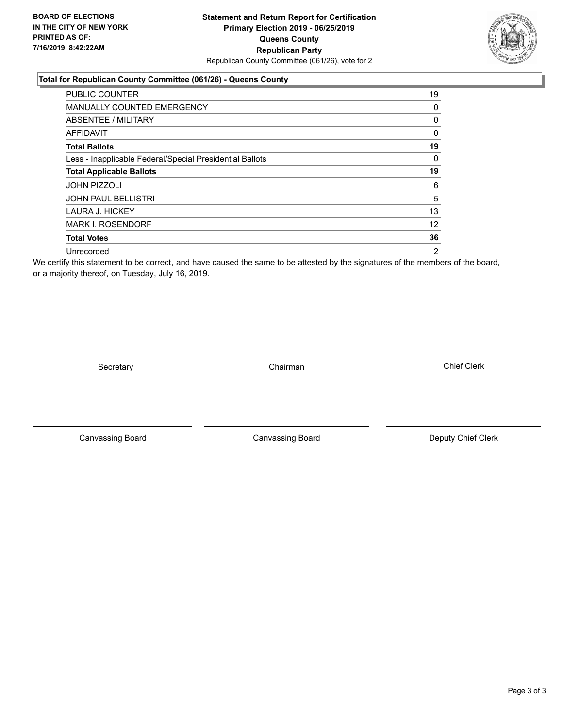**BOARD OF ELECTIONS IN THE CITY OF NEW YORK PRINTED AS OF: 7/16/2019 8:42:22AM**

**Statement and Return Report for Certification Primary Election 2019 - 06/25/2019 Queens County Republican Party**

Republican County Committee (061/26), vote for 2

**Total for Republican County Committee (061/26) - Queens County**

| | |
|---|---|
| PUBLIC COUNTER | 19 |
| MANUALLY COUNTED EMERGENCY | 0 |
| ABSENTEE / MILITARY | 0 |
| AFFIDAVIT | 0 |
| **Total Ballots** | **19** |
| Less - Inapplicable Federal/Special Presidential Ballots | 0 |
| **Total Applicable Ballots** | **19** |
| JOHN PIZZOLI | 6 |
| JOHN PAUL BELLISTRI | 5 |
| LAURA J. HICKEY | 13 |
| MARK I. ROSENDORF | 12 |
| **Total Votes** | **36** |
| Unrecorded | 2 |

We certify this statement to be correct, and have caused the same to be attested by the signatures of the members of the board, or a majority thereof, on Tuesday, July 16, 2019.

Secretary

Chairman

Chief Clerk

Canvassing Board

Canvassing Board

Deputy Chief Clerk